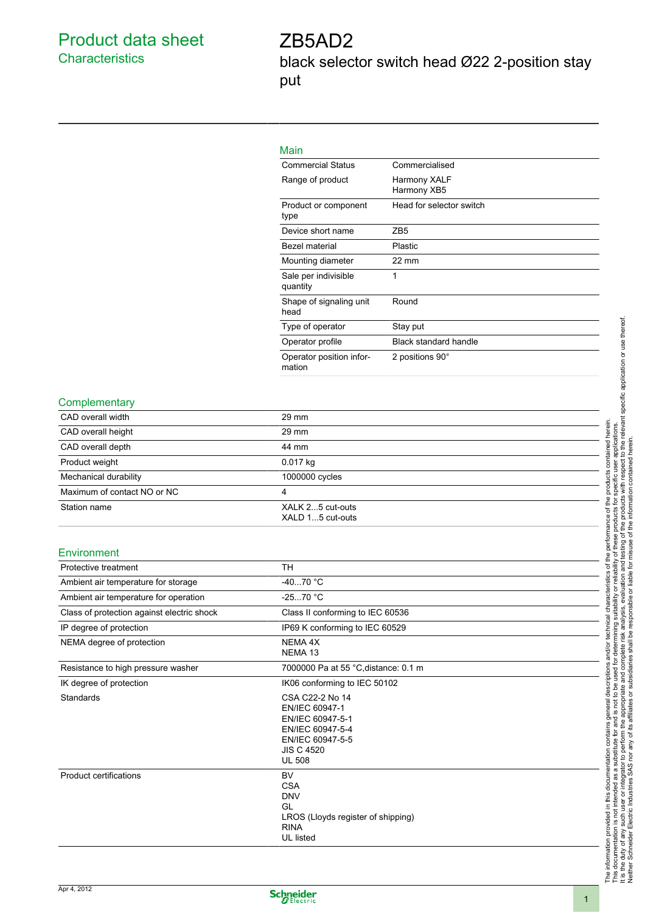# Product data sheet
## Characteristics

# ZB5AD2
## black selector switch head Ø22 2-position stay put

### Main

| | |
|---|---|
| Commercial Status | Commercialised |
| Range of product | Harmony XALF<br>Harmony XB5 |
| Product or component type | Head for selector switch |
| Device short name | ZB5 |
| Bezel material | Plastic |
| Mounting diameter | 22 mm |
| Sale per indivisible quantity | 1 |
| Shape of signaling unit head | Round |
| Type of operator | Stay put |
| Operator profile | Black standard handle |
| Operator position information | 2 positions 90° |

### Complementary

| | |
|---|---|
| CAD overall width | 29 mm |
| CAD overall height | 29 mm |
| CAD overall depth | 44 mm |
| Product weight | 0.017 kg |
| Mechanical durability | 1000000 cycles |
| Maximum of contact NO or NC | 4 |
| Station name | XALK 2...5 cut-outs<br>XALD 1...5 cut-outs |

### Environment

| | |
|---|---|
| Protective treatment | TH |
| Ambient air temperature for storage | -40...70 °C |
| Ambient air temperature for operation | -25...70 °C |
| Class of protection against electric shock | Class II conforming to IEC 60536 |
| IP degree of protection | IP69 K conforming to IEC 60529 |
| NEMA degree of protection | NEMA 4X<br>NEMA 13 |
| Resistance to high pressure washer | 7000000 Pa at 55 °C,distance: 0.1 m |
| IK degree of protection | IK06 conforming to IEC 50102 |
| Standards | CSA C22-2 No 14<br>EN/IEC 60947-1<br>EN/IEC 60947-5-1<br>EN/IEC 60947-5-4<br>EN/IEC 60947-5-5<br>JIS C 4520<br>UL 508 |
| Product certifications | BV<br>CSA<br>DNV<br>GL<br>LROS (Lloyds register of shipping)<br>RINA<br>UL listed |

The information provided in this documentation contains general descriptions and/or technical characteristics of the performance of the products contained herein. This documentation is not intended as a substitute for and is not to be used for determining suitability or reliability of these products for specific user applications. It is the duty of any such user or integrator to perform the appropriate and complete risk analysis, evaluation and testing of the products with respect to the relevant specific application or use thereof. Neither Schneider Electric Industries SAS nor any of its affiliates or subsidiaries shall be responsible or liable for misuse of the information contained herein.

Apr 4, 2012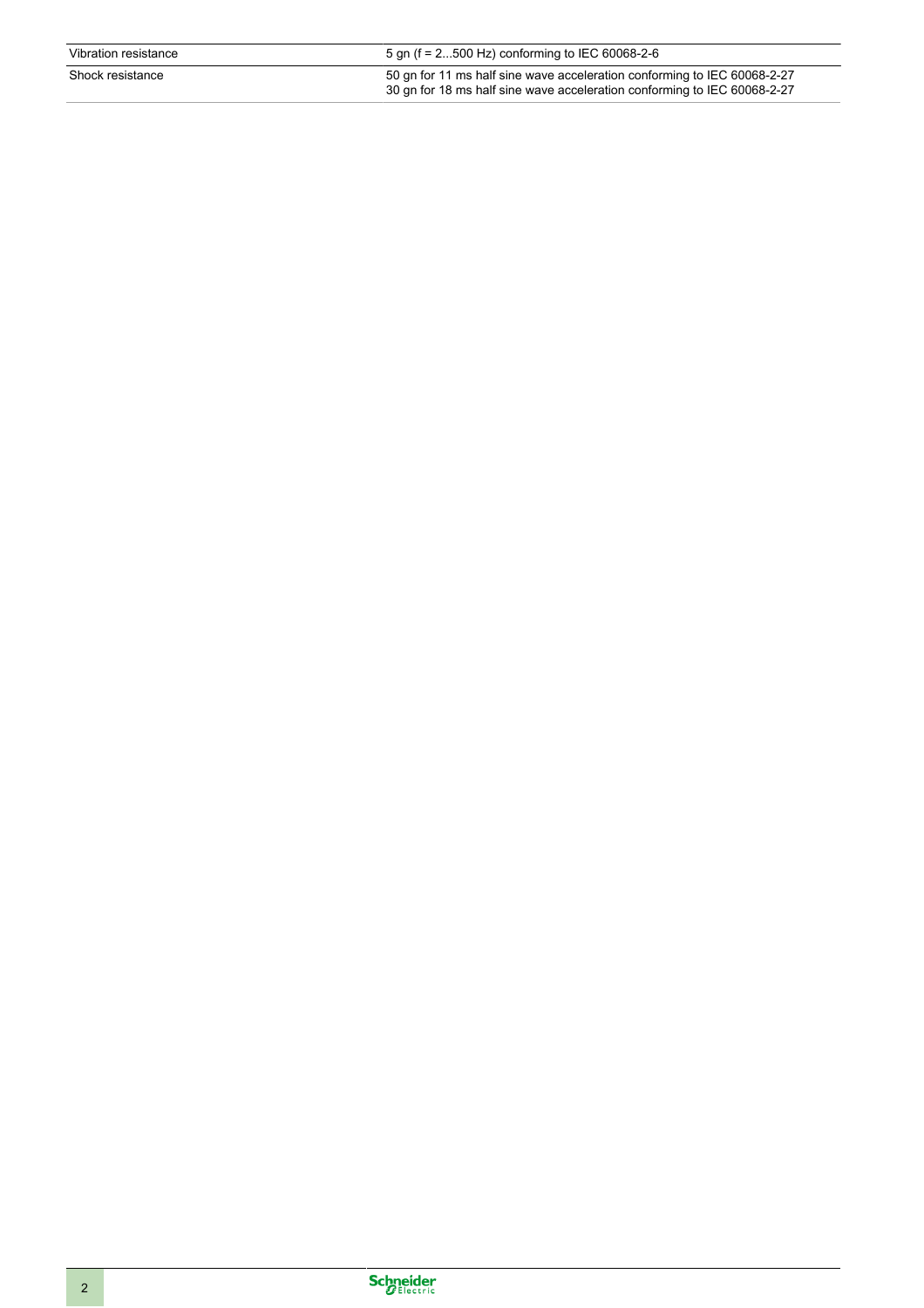| | |
|---|---|
| Vibration resistance | 5 gn (f = 2...500 Hz) conforming to IEC 60068-2-6 |
| Shock resistance | 50 gn for 11 ms half sine wave acceleration conforming to IEC 60068-2-27<br>30 gn for 18 ms half sine wave acceleration conforming to IEC 60068-2-27 |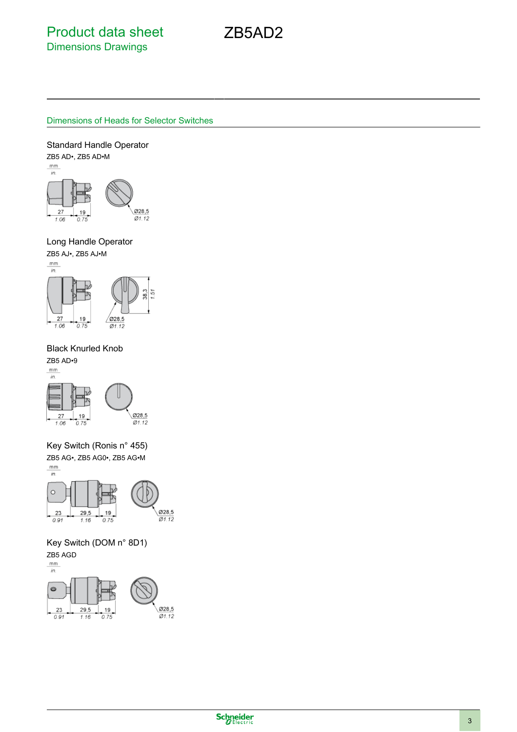# Product data sheet
## Dimensions Drawings

# ZB5AD2

### Dimensions of Heads for Selector Switches

#### Standard Handle Operator

ZB5 AD•, ZB5 AD•M

mm
in.

27 / 1.06 | 19 / 0.75 | Ø28,5 / Ø1.12

#### Long Handle Operator

ZB5 AJ•, ZB5 AJ•M

mm
in.

27 / 1.06 | 19 / 0.75 | Ø28,5 / Ø1.12 | 38,3 / 1.51

#### Black Knurled Knob

ZB5 AD•9

mm
in.

27 / 1.06 | 19 / 0.75 | Ø28,5 / Ø1.12

#### Key Switch (Ronis n° 455)

ZB5 AG•, ZB5 AG0•, ZB5 AG•M

mm
in.

23 / 0.91 | 29,5 / 1.16 | 19 / 0.75 | Ø28,5 / Ø1.12

#### Key Switch (DOM n° 8D1)

ZB5 AGD

mm
in.

23 / 0.91 | 29,5 / 1.16 | 19 / 0.75 | Ø28,5 / Ø1.12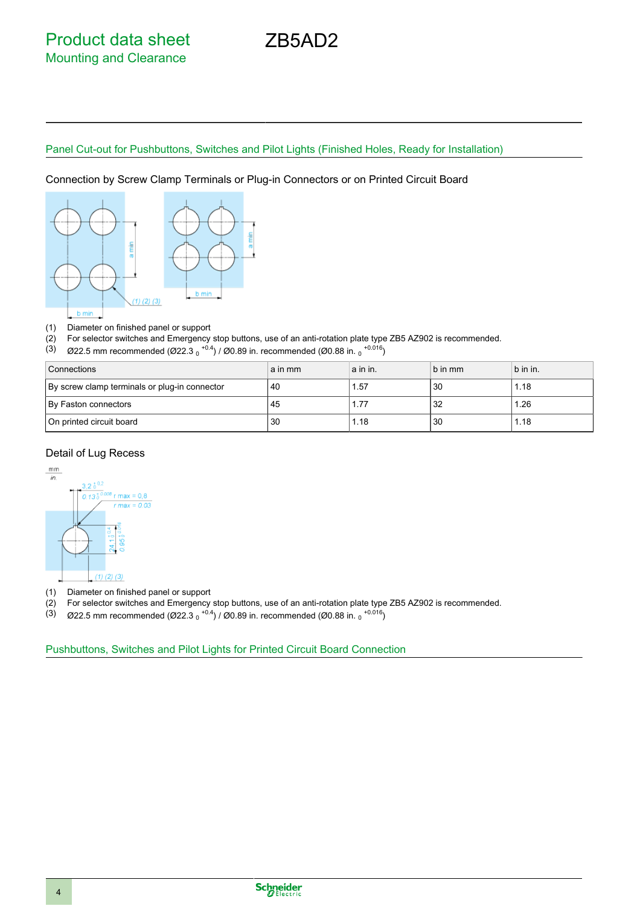# Product data sheet
## Mounting and Clearance

# ZB5AD2

### Panel Cut-out for Pushbuttons, Switches and Pilot Lights (Finished Holes, Ready for Installation)

Connection by Screw Clamp Terminals or Plug-in Connectors or on Printed Circuit Board

(1) Diameter on finished panel or support
(2) For selector switches and Emergency stop buttons, use of an anti-rotation plate type ZB5 AZ902 is recommended.
(3) Ø22.5 mm recommended (Ø22.3 $_{0}^{+0.4}$) / Ø0.89 in. recommended (Ø0.88 in. $_{0}^{+0.016}$)

| Connections | a in mm | a in in. | b in mm | b in in. |
|---|---|---|---|---|
| By screw clamp terminals or plug-in connector | 40 | 1.57 | 30 | 1.18 |
| By Faston connectors | 45 | 1.77 | 32 | 1.26 |
| On printed circuit board | 30 | 1.18 | 30 | 1.18 |

Detail of Lug Recess

(1) Diameter on finished panel or support
(2) For selector switches and Emergency stop buttons, use of an anti-rotation plate type ZB5 AZ902 is recommended.
(3) Ø22.5 mm recommended (Ø22.3 $_{0}^{+0.4}$) / Ø0.89 in. recommended (Ø0.88 in. $_{0}^{+0.016}$)

### Pushbuttons, Switches and Pilot Lights for Printed Circuit Board Connection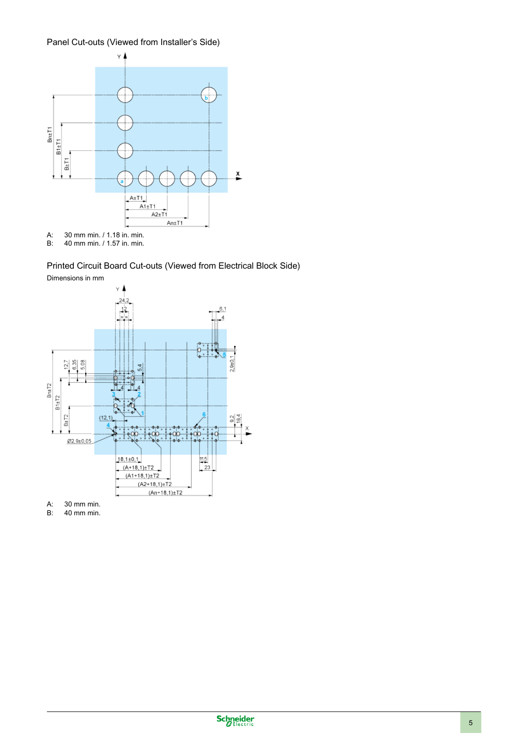## Panel Cut-outs (Viewed from Installer's Side)

A: 30 mm min. / 1.18 in. min.
B: 40 mm min. / 1.57 in. min.

## Printed Circuit Board Cut-outs (Viewed from Electrical Block Side)

Dimensions in mm

A: 30 mm min.
B: 40 mm min.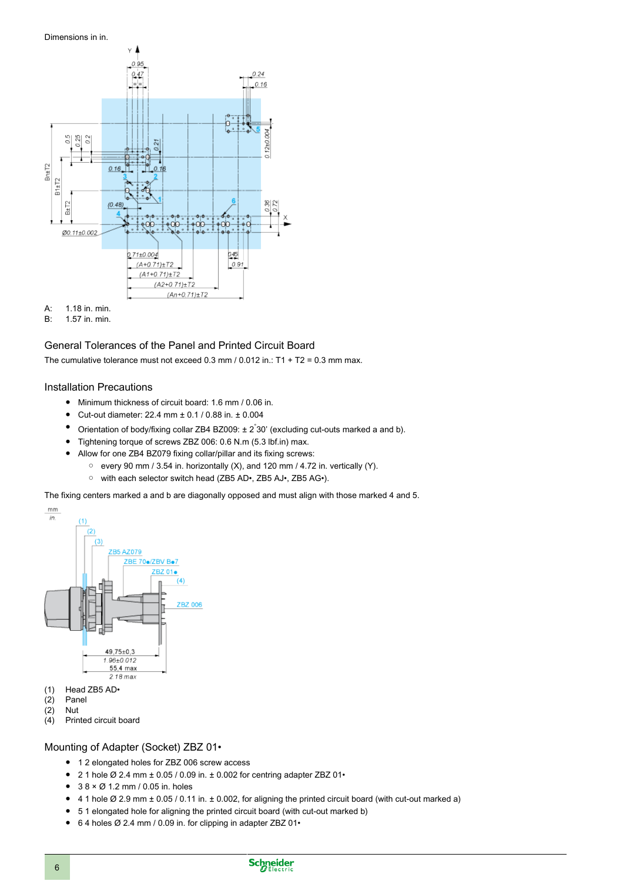Dimensions in in.

A: 1.18 in. min.
B: 1.57 in. min.

## General Tolerances of the Panel and Printed Circuit Board

The cumulative tolerance must not exceed 0.3 mm / 0.012 in.: T1 + T2 = 0.3 mm max.

## Installation Precautions

- Minimum thickness of circuit board: 1.6 mm / 0.06 in.
- Cut-out diameter: 22.4 mm ± 0.1 / 0.88 in. ± 0.004
- Orientation of body/fixing collar ZB4 BZ009: ± 2°30’ (excluding cut-outs marked a and b).
- Tightening torque of screws ZBZ 006: 0.6 N.m (5.3 lbf.in) max.
- Allow for one ZB4 BZ079 fixing collar/pillar and its fixing screws:
  - every 90 mm / 3.54 in. horizontally (X), and 120 mm / 4.72 in. vertically (Y).
  - with each selector switch head (ZB5 AD•, ZB5 AJ•, ZB5 AG•).

The fixing centers marked a and b are diagonally opposed and must align with those marked 4 and 5.

(1) Head ZB5 AD•
(2) Panel
(2) Nut
(4) Printed circuit board

## Mounting of Adapter (Socket) ZBZ 01•

- 1 2 elongated holes for ZBZ 006 screw access
- 2 1 hole Ø 2.4 mm ± 0.05 / 0.09 in. ± 0.002 for centring adapter ZBZ 01•
- 3 8 × Ø 1.2 mm / 0.05 in. holes
- 4 1 hole Ø 2.9 mm ± 0.05 / 0.11 in. ± 0.002, for aligning the printed circuit board (with cut-out marked a)
- 5 1 elongated hole for aligning the printed circuit board (with cut-out marked b)
- 6 4 holes Ø 2.4 mm / 0.09 in. for clipping in adapter ZBZ 01•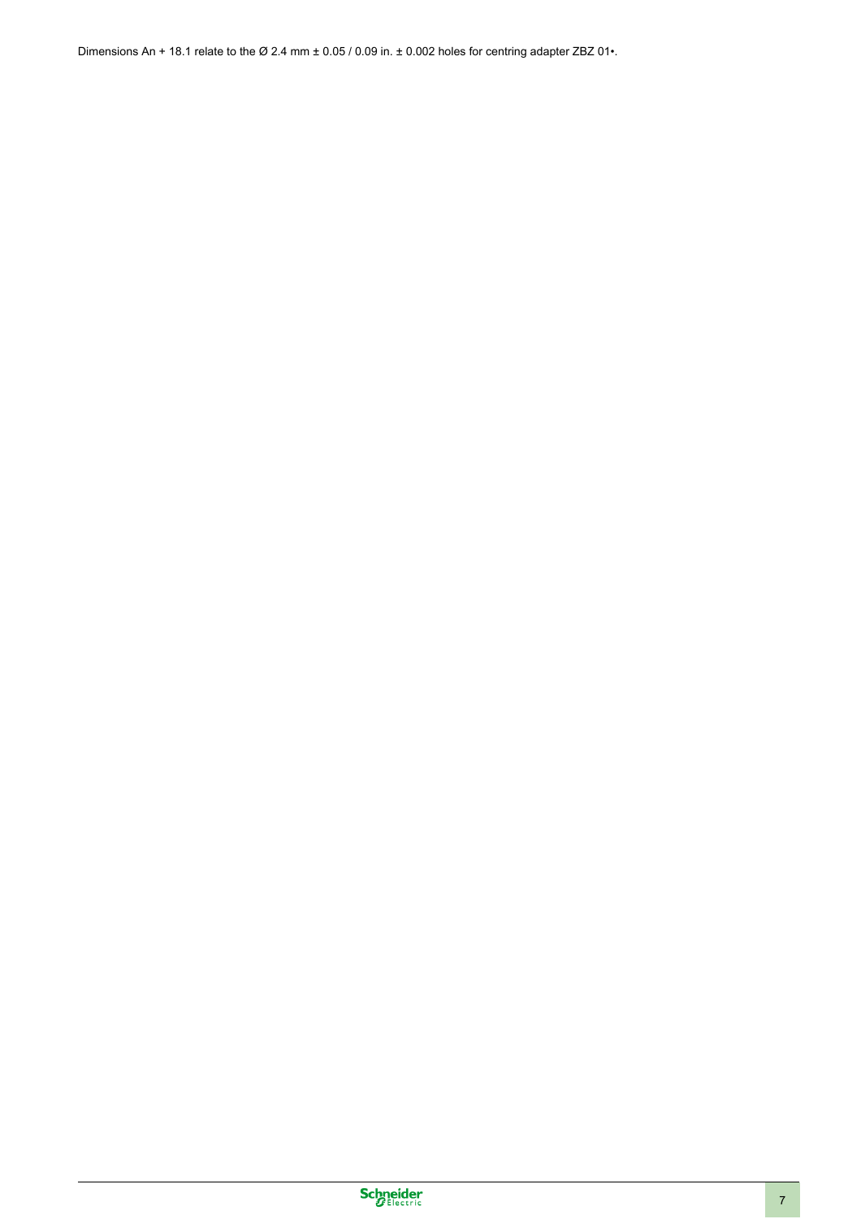Dimensions An + 18.1 relate to the Ø 2.4 mm ± 0.05 / 0.09 in. ± 0.002 holes for centring adapter ZBZ 01•.